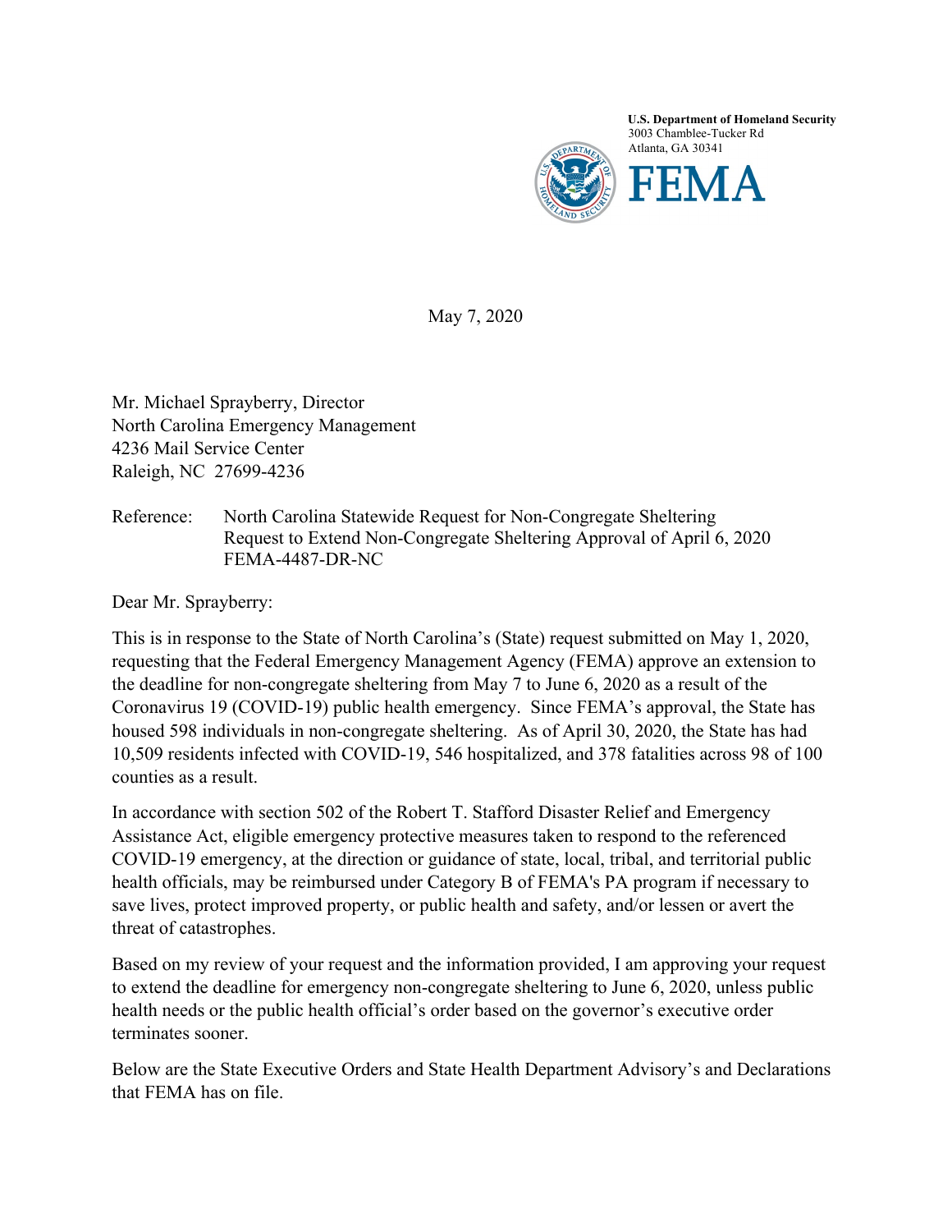**U.S. Department of Homeland Security**
3003 Chamblee-Tucker Rd
Atlanta, GA 30341

**FEMA**

May 7, 2020

Mr. Michael Sprayberry, Director
North Carolina Emergency Management
4236 Mail Service Center
Raleigh, NC 27699-4236

Reference: North Carolina Statewide Request for Non-Congregate Sheltering
Request to Extend Non-Congregate Sheltering Approval of April 6, 2020
FEMA-4487-DR-NC

Dear Mr. Sprayberry:

This is in response to the State of North Carolina's (State) request submitted on May 1, 2020, requesting that the Federal Emergency Management Agency (FEMA) approve an extension to the deadline for non-congregate sheltering from May 7 to June 6, 2020 as a result of the Coronavirus 19 (COVID-19) public health emergency. Since FEMA's approval, the State has housed 598 individuals in non-congregate sheltering. As of April 30, 2020, the State has had 10,509 residents infected with COVID-19, 546 hospitalized, and 378 fatalities across 98 of 100 counties as a result.

In accordance with section 502 of the Robert T. Stafford Disaster Relief and Emergency Assistance Act, eligible emergency protective measures taken to respond to the referenced COVID-19 emergency, at the direction or guidance of state, local, tribal, and territorial public health officials, may be reimbursed under Category B of FEMA's PA program if necessary to save lives, protect improved property, or public health and safety, and/or lessen or avert the threat of catastrophes.

Based on my review of your request and the information provided, I am approving your request to extend the deadline for emergency non-congregate sheltering to June 6, 2020, unless public health needs or the public health official's order based on the governor's executive order terminates sooner.

Below are the State Executive Orders and State Health Department Advisory's and Declarations that FEMA has on file.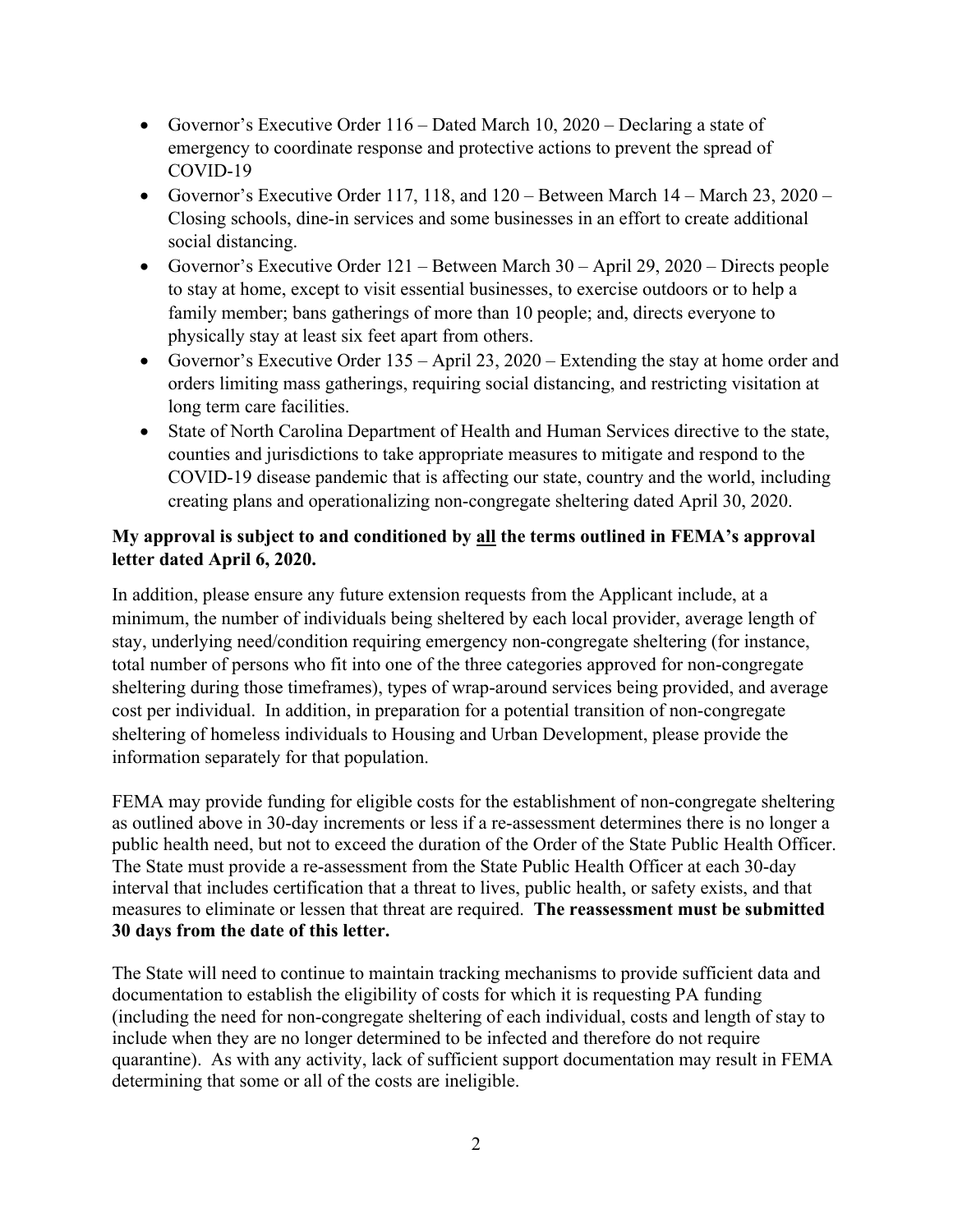- Governor's Executive Order 116 – Dated March 10, 2020 – Declaring a state of emergency to coordinate response and protective actions to prevent the spread of COVID-19
- Governor's Executive Order 117, 118, and 120 – Between March 14 – March 23, 2020 – Closing schools, dine-in services and some businesses in an effort to create additional social distancing.
- Governor's Executive Order 121 – Between March 30 – April 29, 2020 – Directs people to stay at home, except to visit essential businesses, to exercise outdoors or to help a family member; bans gatherings of more than 10 people; and, directs everyone to physically stay at least six feet apart from others.
- Governor's Executive Order 135 – April 23, 2020 – Extending the stay at home order and orders limiting mass gatherings, requiring social distancing, and restricting visitation at long term care facilities.
- State of North Carolina Department of Health and Human Services directive to the state, counties and jurisdictions to take appropriate measures to mitigate and respond to the COVID-19 disease pandemic that is affecting our state, country and the world, including creating plans and operationalizing non-congregate sheltering dated April 30, 2020.

**My approval is subject to and conditioned by <u>all</u> the terms outlined in FEMA's approval letter dated April 6, 2020.**

In addition, please ensure any future extension requests from the Applicant include, at a minimum, the number of individuals being sheltered by each local provider, average length of stay, underlying need/condition requiring emergency non-congregate sheltering (for instance, total number of persons who fit into one of the three categories approved for non-congregate sheltering during those timeframes), types of wrap-around services being provided, and average cost per individual. In addition, in preparation for a potential transition of non-congregate sheltering of homeless individuals to Housing and Urban Development, please provide the information separately for that population.

FEMA may provide funding for eligible costs for the establishment of non-congregate sheltering as outlined above in 30-day increments or less if a re-assessment determines there is no longer a public health need, but not to exceed the duration of the Order of the State Public Health Officer. The State must provide a re-assessment from the State Public Health Officer at each 30-day interval that includes certification that a threat to lives, public health, or safety exists, and that measures to eliminate or lessen that threat are required. **The reassessment must be submitted 30 days from the date of this letter.**

The State will need to continue to maintain tracking mechanisms to provide sufficient data and documentation to establish the eligibility of costs for which it is requesting PA funding (including the need for non-congregate sheltering of each individual, costs and length of stay to include when they are no longer determined to be infected and therefore do not require quarantine). As with any activity, lack of sufficient support documentation may result in FEMA determining that some or all of the costs are ineligible.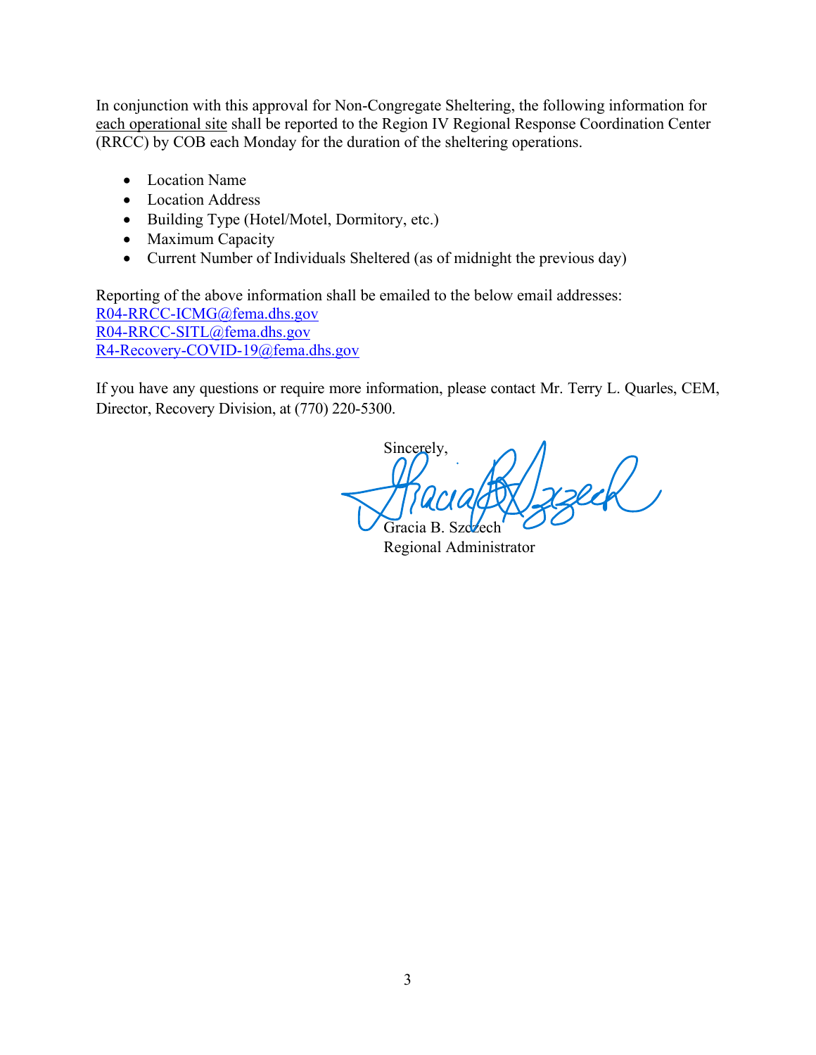In conjunction with this approval for Non-Congregate Sheltering, the following information for each operational site shall be reported to the Region IV Regional Response Coordination Center (RRCC) by COB each Monday for the duration of the sheltering operations.

- Location Name
- Location Address
- Building Type (Hotel/Motel, Dormitory, etc.)
- Maximum Capacity
- Current Number of Individuals Sheltered (as of midnight the previous day)

Reporting of the above information shall be emailed to the below email addresses:
R04-RRCC-ICMG@fema.dhs.gov
R04-RRCC-SITL@fema.dhs.gov
R4-Recovery-COVID-19@fema.dhs.gov

If you have any questions or require more information, please contact Mr. Terry L. Quarles, CEM, Director, Recovery Division, at (770) 220-5300.

Sincerely,

Gracia B. Szczech
Regional Administrator